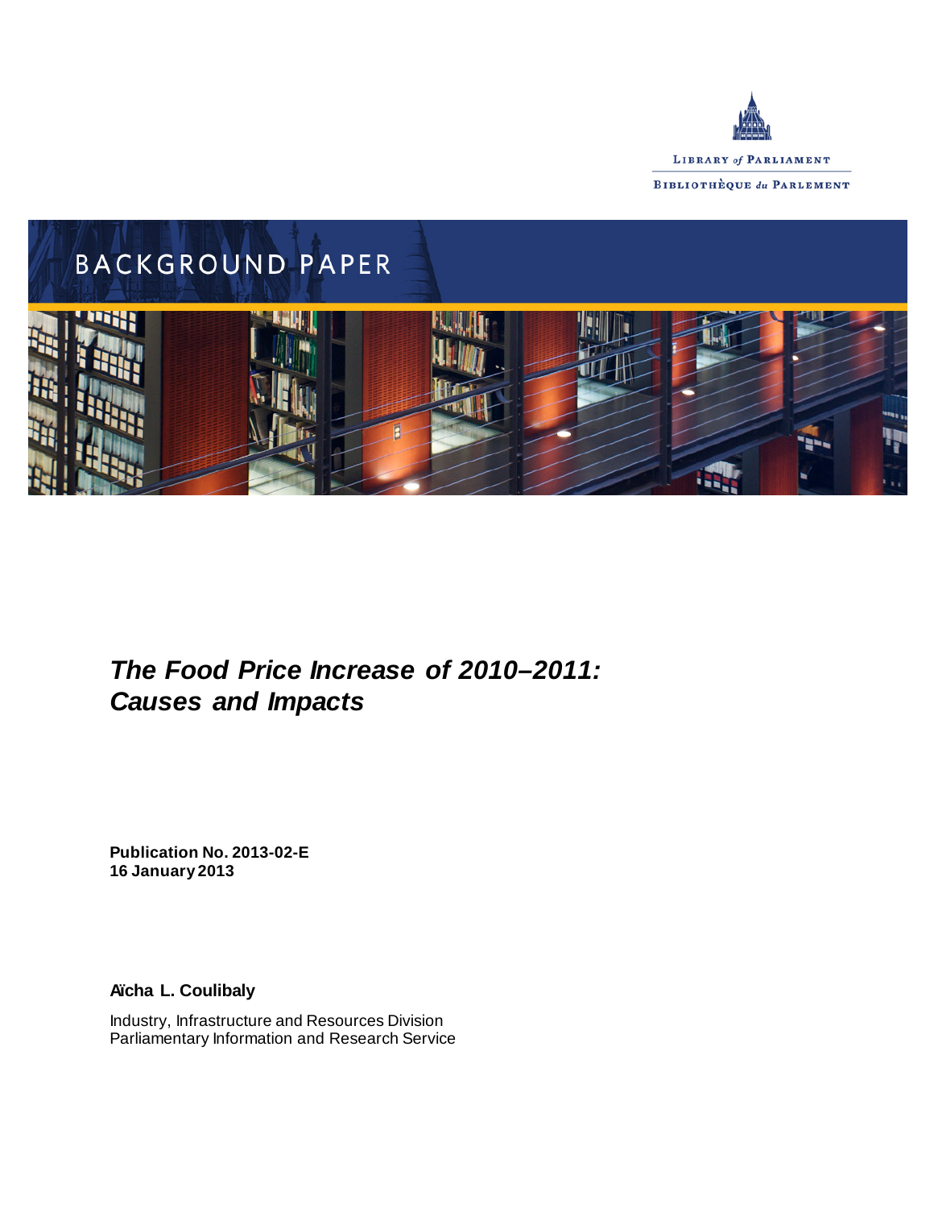LIBRARY *of* PARLIAMENT

BIBLIOTHÈQUE *du* PARLEMENT

BACKGROUND PAPER

# *The Food Price Increase of 2010–2011: Causes and Impacts*

**Publication No. 2013-02-E**
**16 January 2013**

**Aïcha L. Coulibaly**

Industry, Infrastructure and Resources Division
Parliamentary Information and Research Service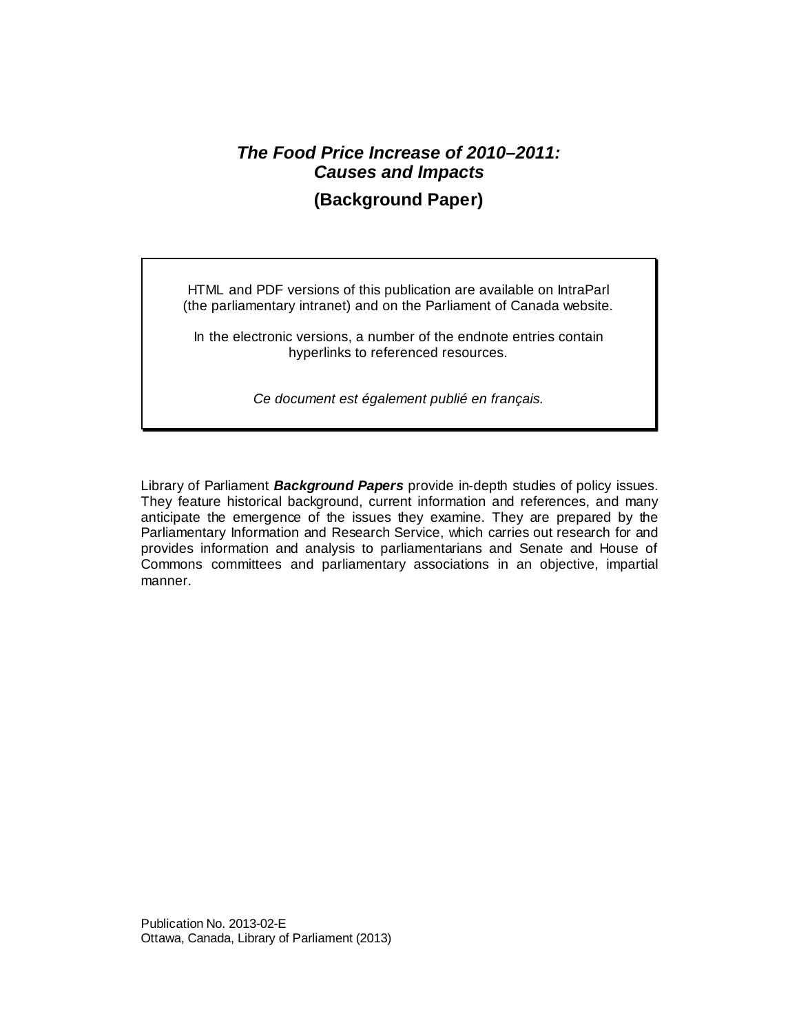# *The Food Price Increase of 2010–2011: Causes and Impacts*

## (Background Paper)

HTML and PDF versions of this publication are available on IntraParl (the parliamentary intranet) and on the Parliament of Canada website.

In the electronic versions, a number of the endnote entries contain hyperlinks to referenced resources.

*Ce document est également publié en français.*

Library of Parliament ***Background Papers*** provide in-depth studies of policy issues. They feature historical background, current information and references, and many anticipate the emergence of the issues they examine. They are prepared by the Parliamentary Information and Research Service, which carries out research for and provides information and analysis to parliamentarians and Senate and House of Commons committees and parliamentary associations in an objective, impartial manner.

Publication No. 2013-02-E
Ottawa, Canada, Library of Parliament (2013)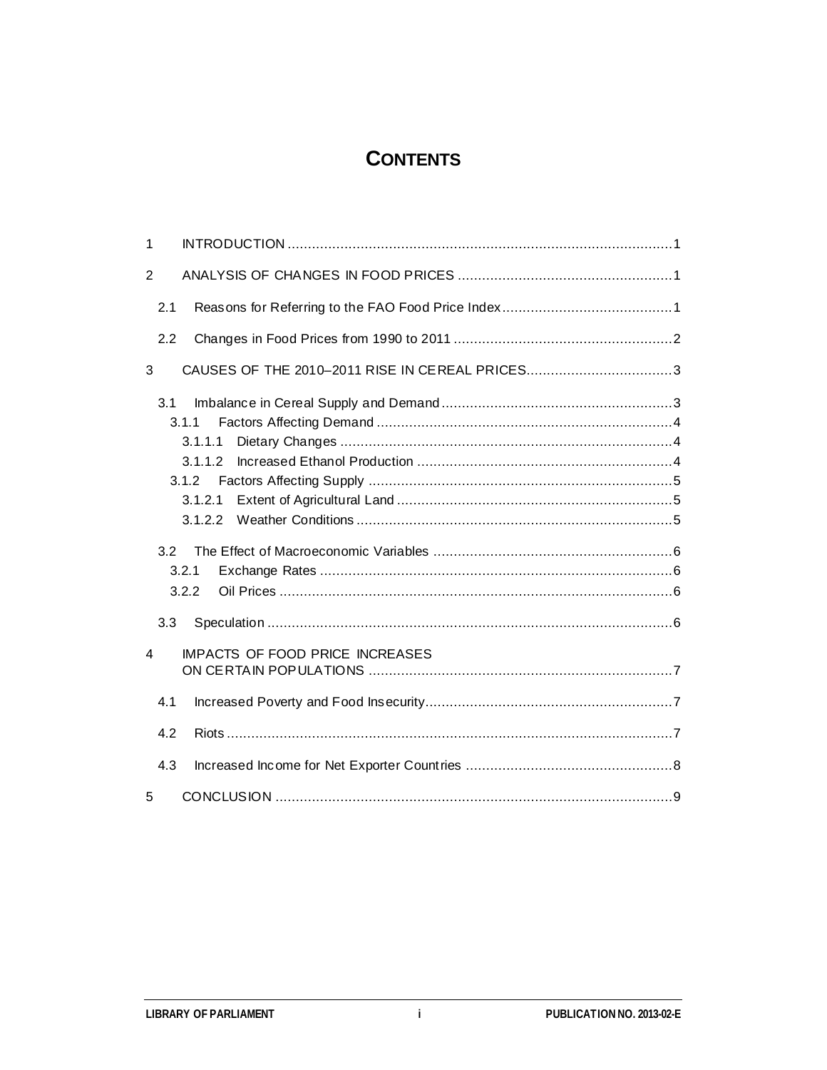# CONTENTS

1 INTRODUCTION ............................................................................................... 1

2 ANALYSIS OF CHANGES IN FOOD PRICES ..................................................... 1

2.1 Reasons for Referring to the FAO Food Price Index .......................................... 1

2.2 Changes in Food Prices from 1990 to 2011 ...................................................... 2

3 CAUSES OF THE 2010–2011 RISE IN CEREAL PRICES.................................... 3

3.1 Imbalance in Cereal Supply and Demand ......................................................... 3

3.1.1 Factors Affecting Demand ......................................................................... 4

3.1.1.1 Dietary Changes .................................................................................. 4

3.1.1.2 Increased Ethanol Production ............................................................... 4

3.1.2 Factors Affecting Supply ........................................................................... 5

3.1.2.1 Extent of Agricultural Land .................................................................... 5

3.1.2.2 Weather Conditions .............................................................................. 5

3.2 The Effect of Macroeconomic Variables ........................................................... 6

3.2.1 Exchange Rates ....................................................................................... 6

3.2.2 Oil Prices ................................................................................................. 6

3.3 Speculation .................................................................................................... 6

4 IMPACTS OF FOOD PRICE INCREASES ON CERTAIN POPULATIONS ........................................................................... 7

4.1 Increased Poverty and Food Insecurity............................................................. 7

4.2 Riots .............................................................................................................. 7

4.3 Increased Income for Net Exporter Countries ................................................... 8

5 CONCLUSION .................................................................................................. 9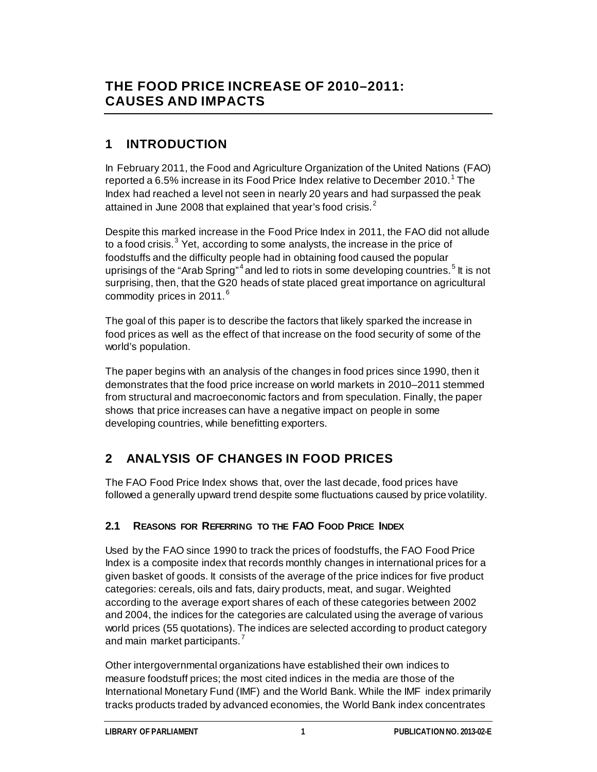# THE FOOD PRICE INCREASE OF 2010–2011: CAUSES AND IMPACTS

## 1 INTRODUCTION

In February 2011, the Food and Agriculture Organization of the United Nations (FAO) reported a 6.5% increase in its Food Price Index relative to December 2010.[1] The Index had reached a level not seen in nearly 20 years and had surpassed the peak attained in June 2008 that explained that year's food crisis.[2]

Despite this marked increase in the Food Price Index in 2011, the FAO did not allude to a food crisis.[3] Yet, according to some analysts, the increase in the price of foodstuffs and the difficulty people had in obtaining food caused the popular uprisings of the "Arab Spring"[4] and led to riots in some developing countries.[5] It is not surprising, then, that the G20 heads of state placed great importance on agricultural commodity prices in 2011.[6]

The goal of this paper is to describe the factors that likely sparked the increase in food prices as well as the effect of that increase on the food security of some of the world's population.

The paper begins with an analysis of the changes in food prices since 1990, then it demonstrates that the food price increase on world markets in 2010–2011 stemmed from structural and macroeconomic factors and from speculation. Finally, the paper shows that price increases can have a negative impact on people in some developing countries, while benefitting exporters.

## 2 ANALYSIS OF CHANGES IN FOOD PRICES

The FAO Food Price Index shows that, over the last decade, food prices have followed a generally upward trend despite some fluctuations caused by price volatility.

### 2.1 REASONS FOR REFERRING TO THE FAO FOOD PRICE INDEX

Used by the FAO since 1990 to track the prices of foodstuffs, the FAO Food Price Index is a composite index that records monthly changes in international prices for a given basket of goods. It consists of the average of the price indices for five product categories: cereals, oils and fats, dairy products, meat, and sugar. Weighted according to the average export shares of each of these categories between 2002 and 2004, the indices for the categories are calculated using the average of various world prices (55 quotations). The indices are selected according to product category and main market participants.[7]

Other intergovernmental organizations have established their own indices to measure foodstuff prices; the most cited indices in the media are those of the International Monetary Fund (IMF) and the World Bank. While the IMF index primarily tracks products traded by advanced economies, the World Bank index concentrates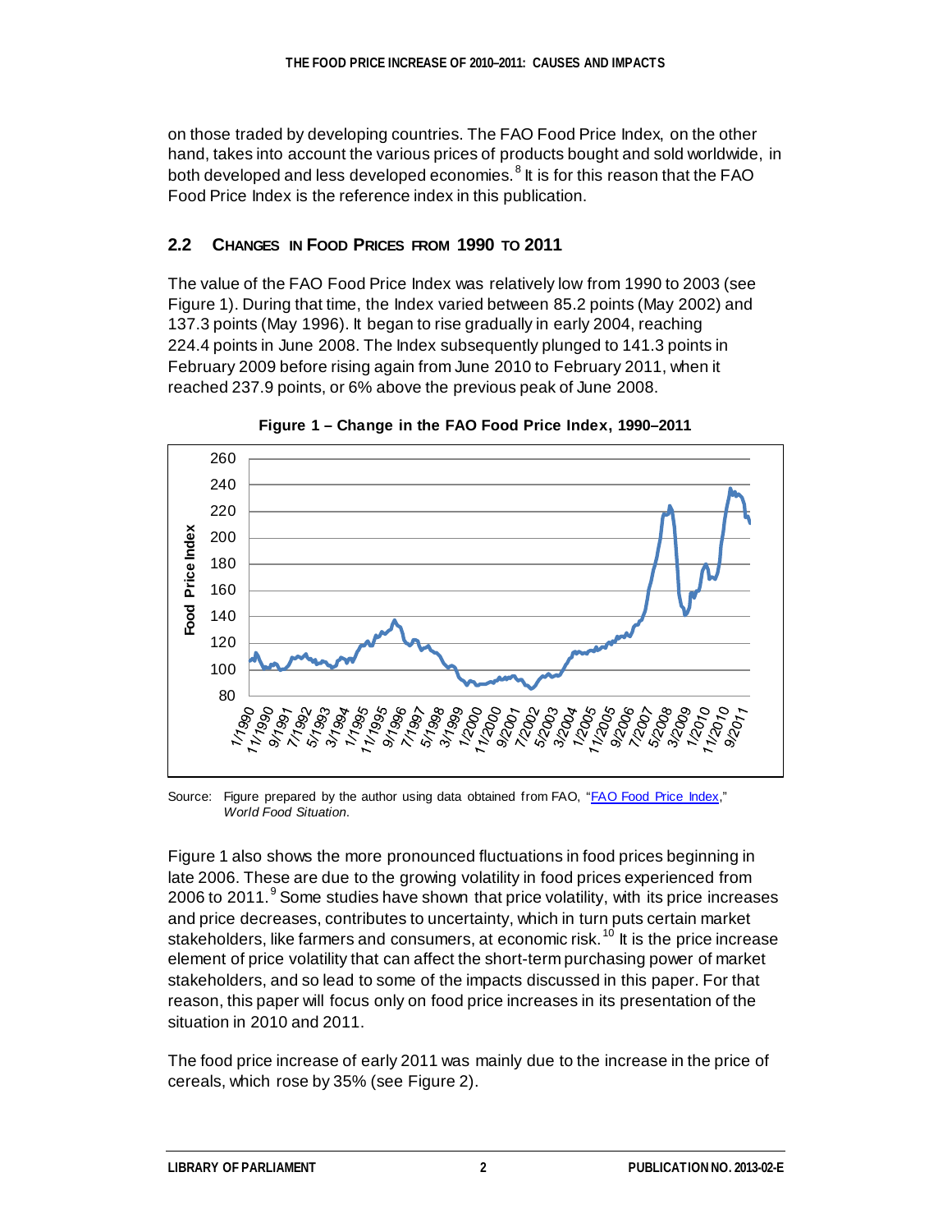on those traded by developing countries. The FAO Food Price Index, on the other hand, takes into account the various prices of products bought and sold worldwide, in both developed and less developed economies.[8] It is for this reason that the FAO Food Price Index is the reference index in this publication.

## 2.2 Changes in Food Prices from 1990 to 2011

The value of the FAO Food Price Index was relatively low from 1990 to 2003 (see Figure 1). During that time, the Index varied between 85.2 points (May 2002) and 137.3 points (May 1996). It began to rise gradually in early 2004, reaching 224.4 points in June 2008. The Index subsequently plunged to 141.3 points in February 2009 before rising again from June 2010 to February 2011, when it reached 237.9 points, or 6% above the previous peak of June 2008.

**Figure 1 – Change in the FAO Food Price Index, 1990–2011**

Source: Figure prepared by the author using data obtained from FAO, "FAO Food Price Index," *World Food Situation*.

Figure 1 also shows the more pronounced fluctuations in food prices beginning in late 2006. These are due to the growing volatility in food prices experienced from 2006 to 2011.[9] Some studies have shown that price volatility, with its price increases and price decreases, contributes to uncertainty, which in turn puts certain market stakeholders, like farmers and consumers, at economic risk.[10] It is the price increase element of price volatility that can affect the short-term purchasing power of market stakeholders, and so lead to some of the impacts discussed in this paper. For that reason, this paper will focus only on food price increases in its presentation of the situation in 2010 and 2011.

The food price increase of early 2011 was mainly due to the increase in the price of cereals, which rose by 35% (see Figure 2).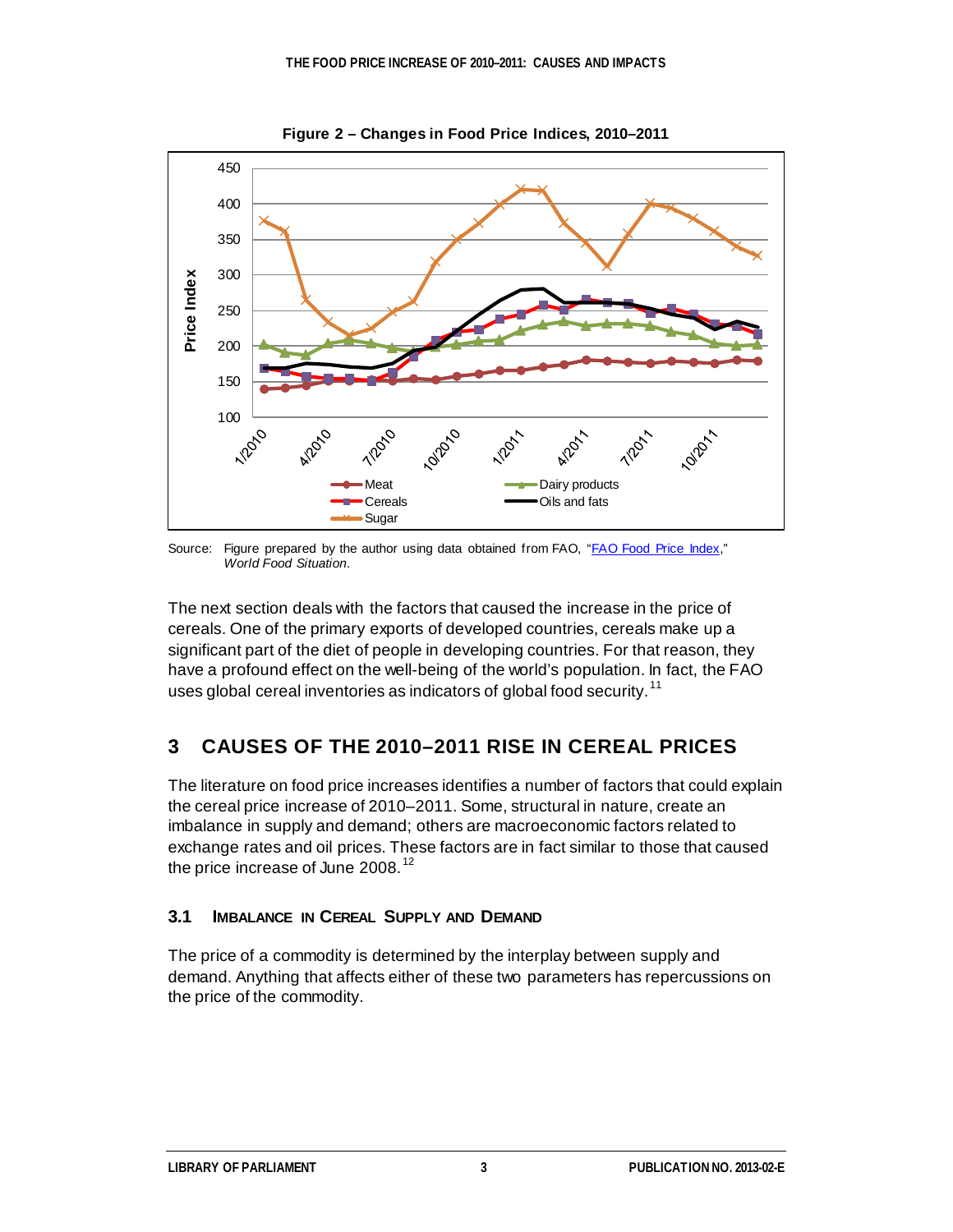**Figure 2 – Changes in Food Price Indices, 2010–2011**

Source: Figure prepared by the author using data obtained from FAO, "FAO Food Price Index," *World Food Situation*.

The next section deals with the factors that caused the increase in the price of cereals. One of the primary exports of developed countries, cereals make up a significant part of the diet of people in developing countries. For that reason, they have a profound effect on the well-being of the world's population. In fact, the FAO uses global cereal inventories as indicators of global food security.[11]

## 3 CAUSES OF THE 2010–2011 RISE IN CEREAL PRICES

The literature on food price increases identifies a number of factors that could explain the cereal price increase of 2010–2011. Some, structural in nature, create an imbalance in supply and demand; others are macroeconomic factors related to exchange rates and oil prices. These factors are in fact similar to those that caused the price increase of June 2008.[12]

### 3.1 IMBALANCE IN CEREAL SUPPLY AND DEMAND

The price of a commodity is determined by the interplay between supply and demand. Anything that affects either of these two parameters has repercussions on the price of the commodity.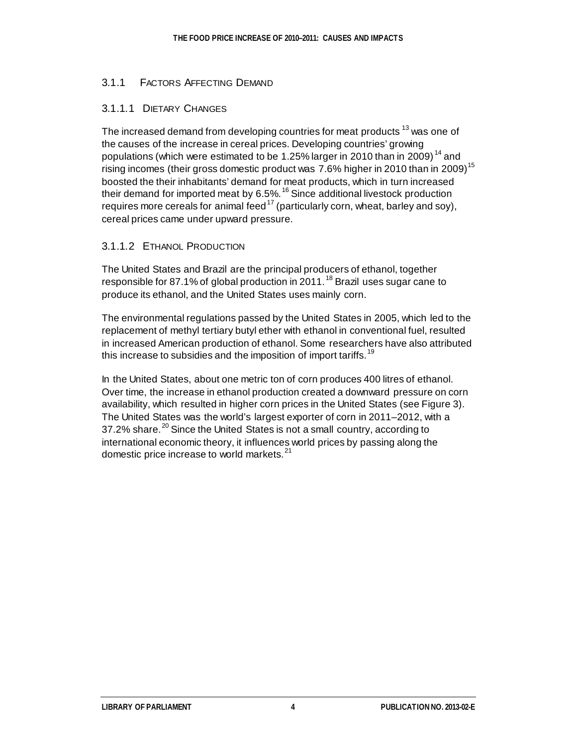### 3.1.1 Factors Affecting Demand

#### 3.1.1.1 Dietary Changes

The increased demand from developing countries for meat products [13] was one of the causes of the increase in cereal prices. Developing countries' growing populations (which were estimated to be 1.25% larger in 2010 than in 2009) [14] and rising incomes (their gross domestic product was 7.6% higher in 2010 than in 2009) [15] boosted the their inhabitants' demand for meat products, which in turn increased their demand for imported meat by 6.5%. [16] Since additional livestock production requires more cereals for animal feed [17] (particularly corn, wheat, barley and soy), cereal prices came under upward pressure.

#### 3.1.1.2 Ethanol Production

The United States and Brazil are the principal producers of ethanol, together responsible for 87.1% of global production in 2011. [18] Brazil uses sugar cane to produce its ethanol, and the United States uses mainly corn.

The environmental regulations passed by the United States in 2005, which led to the replacement of methyl tertiary butyl ether with ethanol in conventional fuel, resulted in increased American production of ethanol. Some researchers have also attributed this increase to subsidies and the imposition of import tariffs. [19]

In the United States, about one metric ton of corn produces 400 litres of ethanol. Over time, the increase in ethanol production created a downward pressure on corn availability, which resulted in higher corn prices in the United States (see Figure 3). The United States was the world's largest exporter of corn in 2011–2012, with a 37.2% share. [20] Since the United States is not a small country, according to international economic theory, it influences world prices by passing along the domestic price increase to world markets. [21]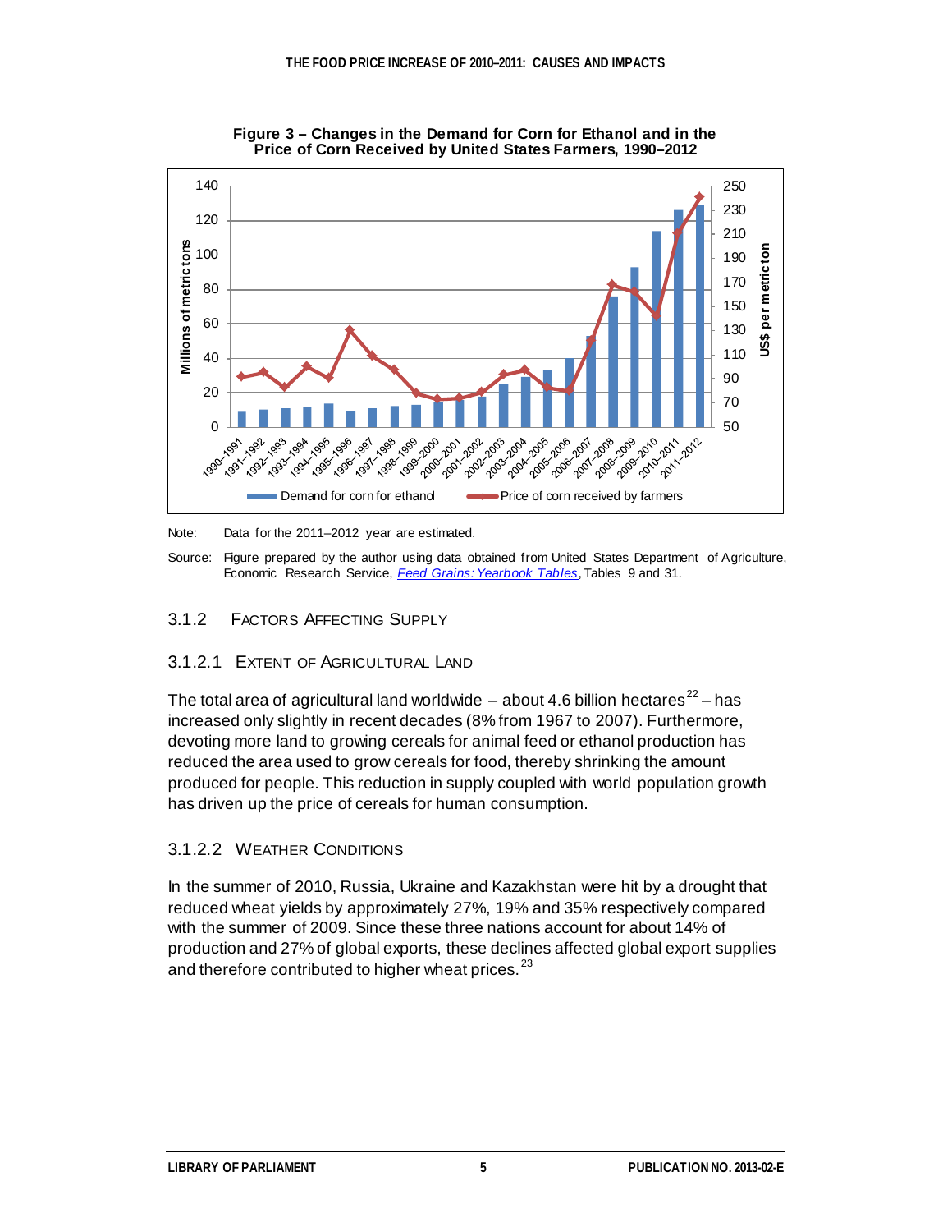**Figure 3 – Changes in the Demand for Corn for Ethanol and in the Price of Corn Received by United States Farmers, 1990–2012**

Note: Data for the 2011–2012 year are estimated.

Source: Figure prepared by the author using data obtained from United States Department of Agriculture, Economic Research Service, *Feed Grains: Yearbook Tables*, Tables 9 and 31.

### 3.1.2 Factors Affecting Supply

#### 3.1.2.1 Extent of Agricultural Land

The total area of agricultural land worldwide – about 4.6 billion hectares[22] – has increased only slightly in recent decades (8% from 1967 to 2007). Furthermore, devoting more land to growing cereals for animal feed or ethanol production has reduced the area used to grow cereals for food, thereby shrinking the amount produced for people. This reduction in supply coupled with world population growth has driven up the price of cereals for human consumption.

#### 3.1.2.2 Weather Conditions

In the summer of 2010, Russia, Ukraine and Kazakhstan were hit by a drought that reduced wheat yields by approximately 27%, 19% and 35% respectively compared with the summer of 2009. Since these three nations account for about 14% of production and 27% of global exports, these declines affected global export supplies and therefore contributed to higher wheat prices.[23]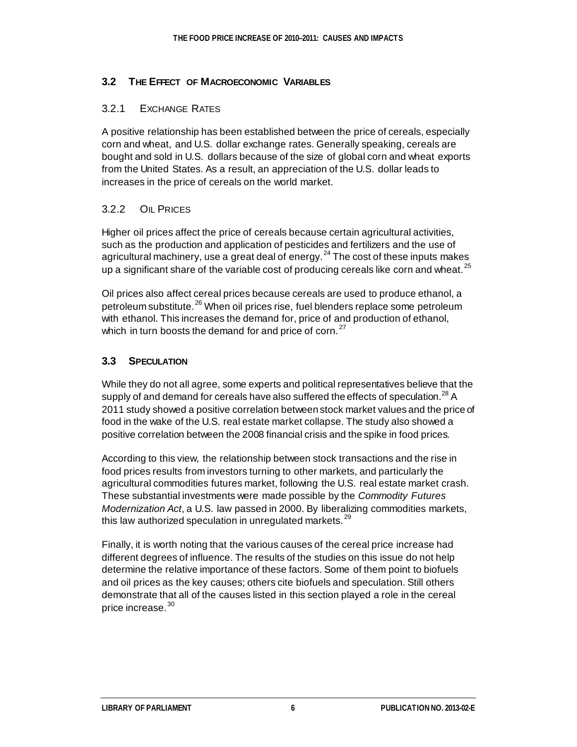### 3.2 The Effect of Macroeconomic Variables

#### 3.2.1 Exchange Rates

A positive relationship has been established between the price of cereals, especially corn and wheat, and U.S. dollar exchange rates. Generally speaking, cereals are bought and sold in U.S. dollars because of the size of global corn and wheat exports from the United States. As a result, an appreciation of the U.S. dollar leads to increases in the price of cereals on the world market.

#### 3.2.2 Oil Prices

Higher oil prices affect the price of cereals because certain agricultural activities, such as the production and application of pesticides and fertilizers and the use of agricultural machinery, use a great deal of energy.[24] The cost of these inputs makes up a significant share of the variable cost of producing cereals like corn and wheat.[25]

Oil prices also affect cereal prices because cereals are used to produce ethanol, a petroleum substitute.[26] When oil prices rise, fuel blenders replace some petroleum with ethanol. This increases the demand for, price of and production of ethanol, which in turn boosts the demand for and price of corn.[27]

### 3.3 Speculation

While they do not all agree, some experts and political representatives believe that the supply of and demand for cereals have also suffered the effects of speculation.[28] A 2011 study showed a positive correlation between stock market values and the price of food in the wake of the U.S. real estate market collapse. The study also showed a positive correlation between the 2008 financial crisis and the spike in food prices.

According to this view, the relationship between stock transactions and the rise in food prices results from investors turning to other markets, and particularly the agricultural commodities futures market, following the U.S. real estate market crash. These substantial investments were made possible by the *Commodity Futures Modernization Act*, a U.S. law passed in 2000. By liberalizing commodities markets, this law authorized speculation in unregulated markets.[29]

Finally, it is worth noting that the various causes of the cereal price increase had different degrees of influence. The results of the studies on this issue do not help determine the relative importance of these factors. Some of them point to biofuels and oil prices as the key causes; others cite biofuels and speculation. Still others demonstrate that all of the causes listed in this section played a role in the cereal price increase.[30]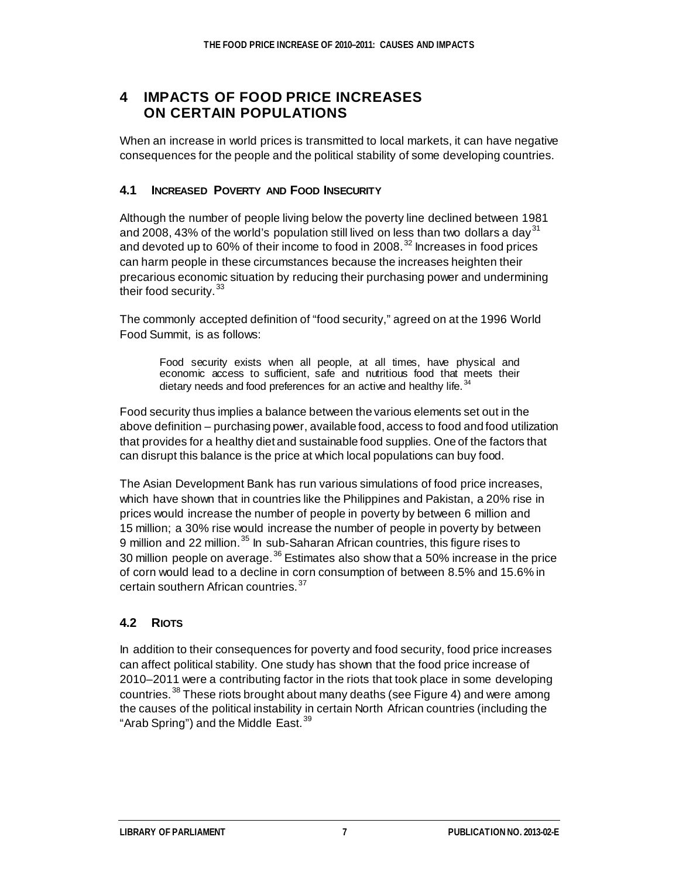## 4 IMPACTS OF FOOD PRICE INCREASES ON CERTAIN POPULATIONS

When an increase in world prices is transmitted to local markets, it can have negative consequences for the people and the political stability of some developing countries.

### 4.1 INCREASED POVERTY AND FOOD INSECURITY

Although the number of people living below the poverty line declined between 1981 and 2008, 43% of the world's population still lived on less than two dollars a day[31] and devoted up to 60% of their income to food in 2008.[32] Increases in food prices can harm people in these circumstances because the increases heighten their precarious economic situation by reducing their purchasing power and undermining their food security.[33]

The commonly accepted definition of "food security," agreed on at the 1996 World Food Summit, is as follows:

> Food security exists when all people, at all times, have physical and economic access to sufficient, safe and nutritious food that meets their dietary needs and food preferences for an active and healthy life.[34]

Food security thus implies a balance between the various elements set out in the above definition – purchasing power, available food, access to food and food utilization that provides for a healthy diet and sustainable food supplies. One of the factors that can disrupt this balance is the price at which local populations can buy food.

The Asian Development Bank has run various simulations of food price increases, which have shown that in countries like the Philippines and Pakistan, a 20% rise in prices would increase the number of people in poverty by between 6 million and 15 million; a 30% rise would increase the number of people in poverty by between 9 million and 22 million.[35] In sub-Saharan African countries, this figure rises to 30 million people on average.[36] Estimates also show that a 50% increase in the price of corn would lead to a decline in corn consumption of between 8.5% and 15.6% in certain southern African countries.[37]

### 4.2 RIOTS

In addition to their consequences for poverty and food security, food price increases can affect political stability. One study has shown that the food price increase of 2010–2011 were a contributing factor in the riots that took place in some developing countries.[38] These riots brought about many deaths (see Figure 4) and were among the causes of the political instability in certain North African countries (including the "Arab Spring") and the Middle East.[39]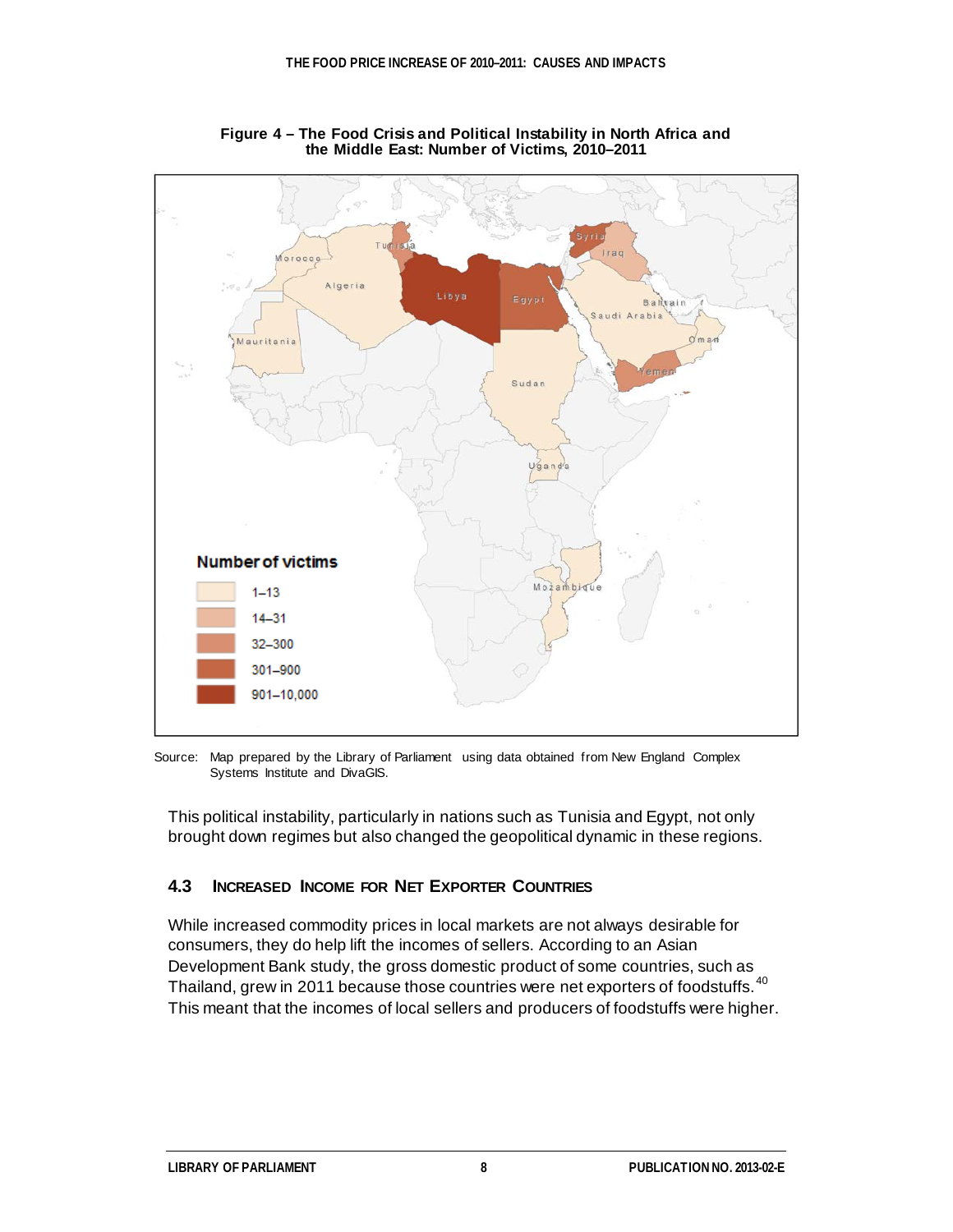**Figure 4 – The Food Crisis and Political Instability in North Africa and the Middle East: Number of Victims, 2010–2011**

Source: Map prepared by the Library of Parliament using data obtained from New England Complex Systems Institute and DivaGIS.

This political instability, particularly in nations such as Tunisia and Egypt, not only brought down regimes but also changed the geopolitical dynamic in these regions.

### 4.3 Increased Income for Net Exporter Countries

While increased commodity prices in local markets are not always desirable for consumers, they do help lift the incomes of sellers. According to an Asian Development Bank study, the gross domestic product of some countries, such as Thailand, grew in 2011 because those countries were net exporters of foodstuffs.[40] This meant that the incomes of local sellers and producers of foodstuffs were higher.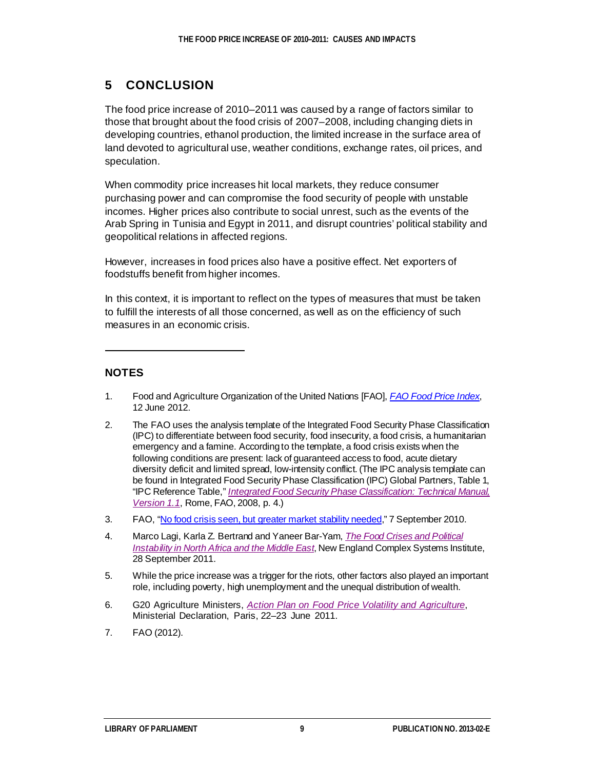## 5 CONCLUSION

The food price increase of 2010–2011 was caused by a range of factors similar to those that brought about the food crisis of 2007–2008, including changing diets in developing countries, ethanol production, the limited increase in the surface area of land devoted to agricultural use, weather conditions, exchange rates, oil prices, and speculation.

When commodity price increases hit local markets, they reduce consumer purchasing power and can compromise the food security of people with unstable incomes. Higher prices also contribute to social unrest, such as the events of the Arab Spring in Tunisia and Egypt in 2011, and disrupt countries' political stability and geopolitical relations in affected regions.

However, increases in food prices also have a positive effect. Net exporters of foodstuffs benefit from higher incomes.

In this context, it is important to reflect on the types of measures that must be taken to fulfill the interests of all those concerned, as well as on the efficiency of such measures in an economic crisis.

---

### NOTES

1. Food and Agriculture Organization of the United Nations [FAO], *FAO Food Price Index*, 12 June 2012.
2. The FAO uses the analysis template of the Integrated Food Security Phase Classification (IPC) to differentiate between food security, food insecurity, a food crisis, a humanitarian emergency and a famine. According to the template, a food crisis exists when the following conditions are present: lack of guaranteed access to food, acute dietary diversity deficit and limited spread, low-intensity conflict. (The IPC analysis template can be found in Integrated Food Security Phase Classification (IPC) Global Partners, Table 1, "IPC Reference Table," *Integrated Food Security Phase Classification: Technical Manual, Version 1.1*, Rome, FAO, 2008, p. 4.)
3. FAO, "No food crisis seen, but greater market stability needed," 7 September 2010.
4. Marco Lagi, Karla Z. Bertrand and Yaneer Bar-Yam, *The Food Crises and Political Instability in North Africa and the Middle East*, New England Complex Systems Institute, 28 September 2011.
5. While the price increase was a trigger for the riots, other factors also played an important role, including poverty, high unemployment and the unequal distribution of wealth.
6. G20 Agriculture Ministers, *Action Plan on Food Price Volatility and Agriculture*, Ministerial Declaration, Paris, 22–23 June 2011.
7. FAO (2012).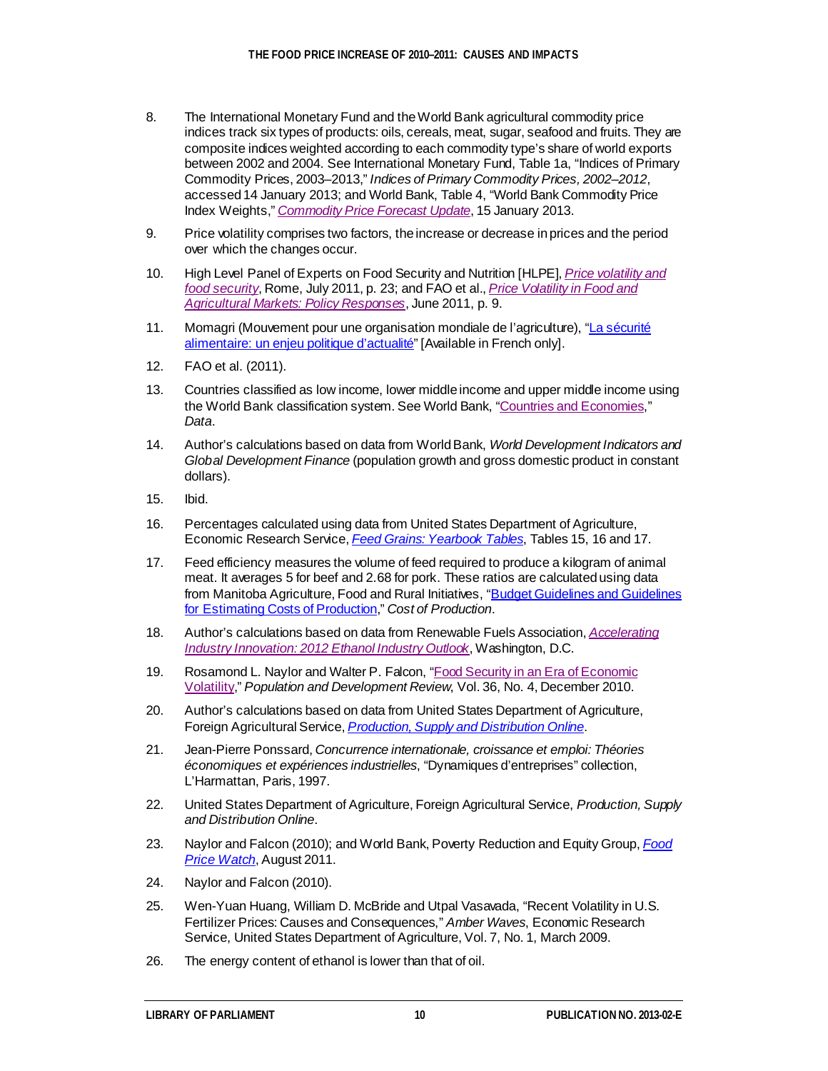8. The International Monetary Fund and the World Bank agricultural commodity price indices track six types of products: oils, cereals, meat, sugar, seafood and fruits. They are composite indices weighted according to each commodity type's share of world exports between 2002 and 2004. See International Monetary Fund, Table 1a, "Indices of Primary Commodity Prices, 2003–2013," *Indices of Primary Commodity Prices, 2002–2012*, accessed 14 January 2013; and World Bank, Table 4, "World Bank Commodity Price Index Weights," *Commodity Price Forecast Update*, 15 January 2013.

9. Price volatility comprises two factors, the increase or decrease in prices and the period over which the changes occur.

10. High Level Panel of Experts on Food Security and Nutrition [HLPE], *Price volatility and food security*, Rome, July 2011, p. 23; and FAO et al., *Price Volatility in Food and Agricultural Markets: Policy Responses*, June 2011, p. 9.

11. Momagri (Mouvement pour une organisation mondiale de l'agriculture), "La sécurité alimentaire: un enjeu politique d'actualité" [Available in French only].

12. FAO et al. (2011).

13. Countries classified as low income, lower middle income and upper middle income using the World Bank classification system. See World Bank, "Countries and Economies," *Data*.

14. Author's calculations based on data from World Bank, *World Development Indicators and Global Development Finance* (population growth and gross domestic product in constant dollars).

15. Ibid.

16. Percentages calculated using data from United States Department of Agriculture, Economic Research Service, *Feed Grains: Yearbook Tables*, Tables 15, 16 and 17.

17. Feed efficiency measures the volume of feed required to produce a kilogram of animal meat. It averages 5 for beef and 2.68 for pork. These ratios are calculated using data from Manitoba Agriculture, Food and Rural Initiatives, "Budget Guidelines and Guidelines for Estimating Costs of Production," *Cost of Production*.

18. Author's calculations based on data from Renewable Fuels Association, *Accelerating Industry Innovation: 2012 Ethanol Industry Outlook*, Washington, D.C.

19. Rosamond L. Naylor and Walter P. Falcon, "Food Security in an Era of Economic Volatility," *Population and Development Review*, Vol. 36, No. 4, December 2010.

20. Author's calculations based on data from United States Department of Agriculture, Foreign Agricultural Service, *Production, Supply and Distribution Online*.

21. Jean-Pierre Ponssard, *Concurrence internationale, croissance et emploi: Théories économiques et expériences industrielles*, "Dynamiques d'entreprises" collection, L'Harmattan, Paris, 1997.

22. United States Department of Agriculture, Foreign Agricultural Service, *Production, Supply and Distribution Online*.

23. Naylor and Falcon (2010); and World Bank, Poverty Reduction and Equity Group, *Food Price Watch*, August 2011.

24. Naylor and Falcon (2010).

25. Wen-Yuan Huang, William D. McBride and Utpal Vasavada, "Recent Volatility in U.S. Fertilizer Prices: Causes and Consequences," *Amber Waves*, Economic Research Service, United States Department of Agriculture, Vol. 7, No. 1, March 2009.

26. The energy content of ethanol is lower than that of oil.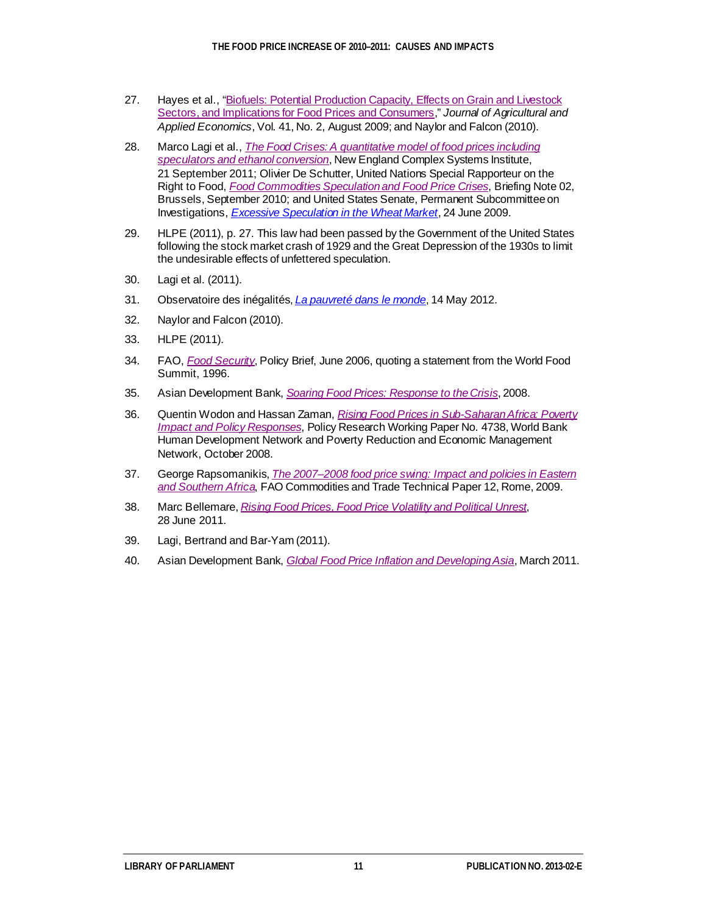27. Hayes et al., "Biofuels: Potential Production Capacity, Effects on Grain and Livestock Sectors, and Implications for Food Prices and Consumers," *Journal of Agricultural and Applied Economics*, Vol. 41, No. 2, August 2009; and Naylor and Falcon (2010).

28. Marco Lagi et al., *The Food Crises: A quantitative model of food prices including speculators and ethanol conversion*, New England Complex Systems Institute, 21 September 2011; Olivier De Schutter, United Nations Special Rapporteur on the Right to Food, *Food Commodities Speculation and Food Price Crises*, Briefing Note 02, Brussels, September 2010; and United States Senate, Permanent Subcommittee on Investigations, *Excessive Speculation in the Wheat Market*, 24 June 2009.

29. HLPE (2011), p. 27. This law had been passed by the Government of the United States following the stock market crash of 1929 and the Great Depression of the 1930s to limit the undesirable effects of unfettered speculation.

30. Lagi et al. (2011).

31. Observatoire des inégalités, *La pauvreté dans le monde*, 14 May 2012.

32. Naylor and Falcon (2010).

33. HLPE (2011).

34. FAO, *Food Security*, Policy Brief, June 2006, quoting a statement from the World Food Summit, 1996.

35. Asian Development Bank, *Soaring Food Prices: Response to the Crisis*, 2008.

36. Quentin Wodon and Hassan Zaman, *Rising Food Prices in Sub-Saharan Africa: Poverty Impact and Policy Responses*, Policy Research Working Paper No. 4738, World Bank Human Development Network and Poverty Reduction and Economic Management Network, October 2008.

37. George Rapsomanikis, *The 2007–2008 food price swing: Impact and policies in Eastern and Southern Africa*, FAO Commodities and Trade Technical Paper 12, Rome, 2009.

38. Marc Bellemare, *Rising Food Prices, Food Price Volatility and Political Unrest*, 28 June 2011.

39. Lagi, Bertrand and Bar-Yam (2011).

40. Asian Development Bank, *Global Food Price Inflation and Developing Asia*, March 2011.